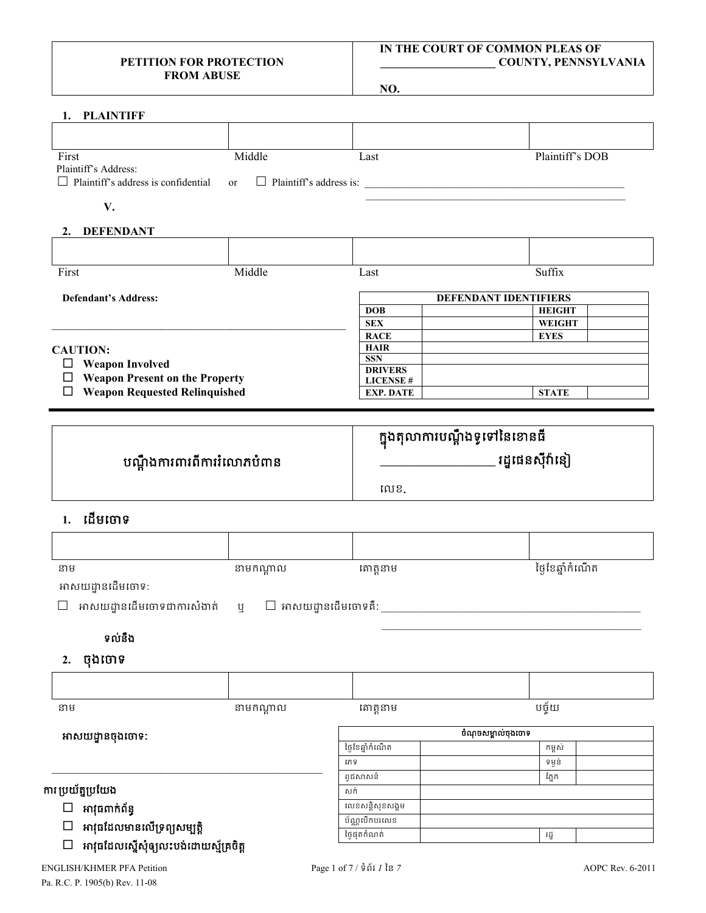| PETITION FOR PROTECTION FROM ABUSE | IN THE COURT OF COMMON PLEAS OF ____________________ COUNTY, PENNSYLVANIA<br><br>NO. |
|---|---|

## 1. PLAINTIFF

| | | | |
|---|---|---|---|
| First | Middle | Last | Plaintiff's DOB |

Plaintiff's Address:

☐ Plaintiff's address is confidential or ☐ Plaintiff's address is: ________________________________________________

________________________________________________

**V.**

## 2. DEFENDANT

| | | | |
|---|---|---|---|
| First | Middle | Last | Suffix |

**Defendant's Address:**

________________________________________________

**CAUTION:**

- ☐ **Weapon Involved**
- ☐ **Weapon Present on the Property**
- ☐ **Weapon Requested Relinquished**

| DEFENDANT IDENTIFIERS | | | |
|---|---|---|---|
| **DOB** | | **HEIGHT** | |
| **SEX** | | **WEIGHT** | |
| **RACE** | | **EYES** | |
| **HAIR** | | | |
| **SSN** | | | |
| **DRIVERS LICENSE #** | | | |
| **EXP. DATE** | | **STATE** | |

---

| បណ្តឹងការពារពីការរំលោភបំពាន | ក្នុងតុលាការបណ្តឹងទូទៅនៃខោនធី ________________ រដ្ឋផេនស៊ីវ៉ានៀ<br><br>លេខ. |
|---|---|

## 1. ដើមចោទ

| | | | |
|---|---|---|---|
| នាម | នាមកណ្តាល | គោត្តនាម | ថ្ងៃខែឆ្នាំកំណើត |

អាសយដ្ឋានដើមចោទ:

☐ អាសយដ្ឋានដើមចោទជាការសំងាត់ ឬ ☐ អាសយដ្ឋានដើមចោទគឺ: ________________________________________________

________________________________________________

**ទល់នឹង**

## 2. ចុងចោទ

| | | | |
|---|---|---|---|
| នាម | នាមកណ្តាល | គោត្តនាម | បច្ច័យ |

**អាសយដ្ឋានចុងចោទ:**

________________________________________________

**ការប្រយ័ត្នប្រយែង**

- ☐ **អាវុធពាក់ព័ន្ធ**
- ☐ **អាវុធដែលមានលើទ្រព្យសម្បត្តិ**
- ☐ **អាវុធដែលស្នើសុំឲ្យលះបង់ដោយស្ម័គ្រចិត្ត**

| ចំណុចសម្គាល់ចុងចោទ | | | |
|---|---|---|---|
| ថ្ងៃខែឆ្នាំកំណើត | | កម្ពស់ | |
| ភេទ | | ទម្ងន់ | |
| ពូជសាសន៍ | | ភ្នែក | |
| សក់ | | | |
| លេខសន្តិសុខសង្គម | | | |
| ប័ណ្ណបើកបរលេខ | | | |
| ថ្ងៃផុតកំណត់ | | រដ្ឋ | |

ENGLISH/KHMER PFA Petition
Pa. R.C. P. 1905(b) Rev. 11-08

AOPC Rev. 6-2011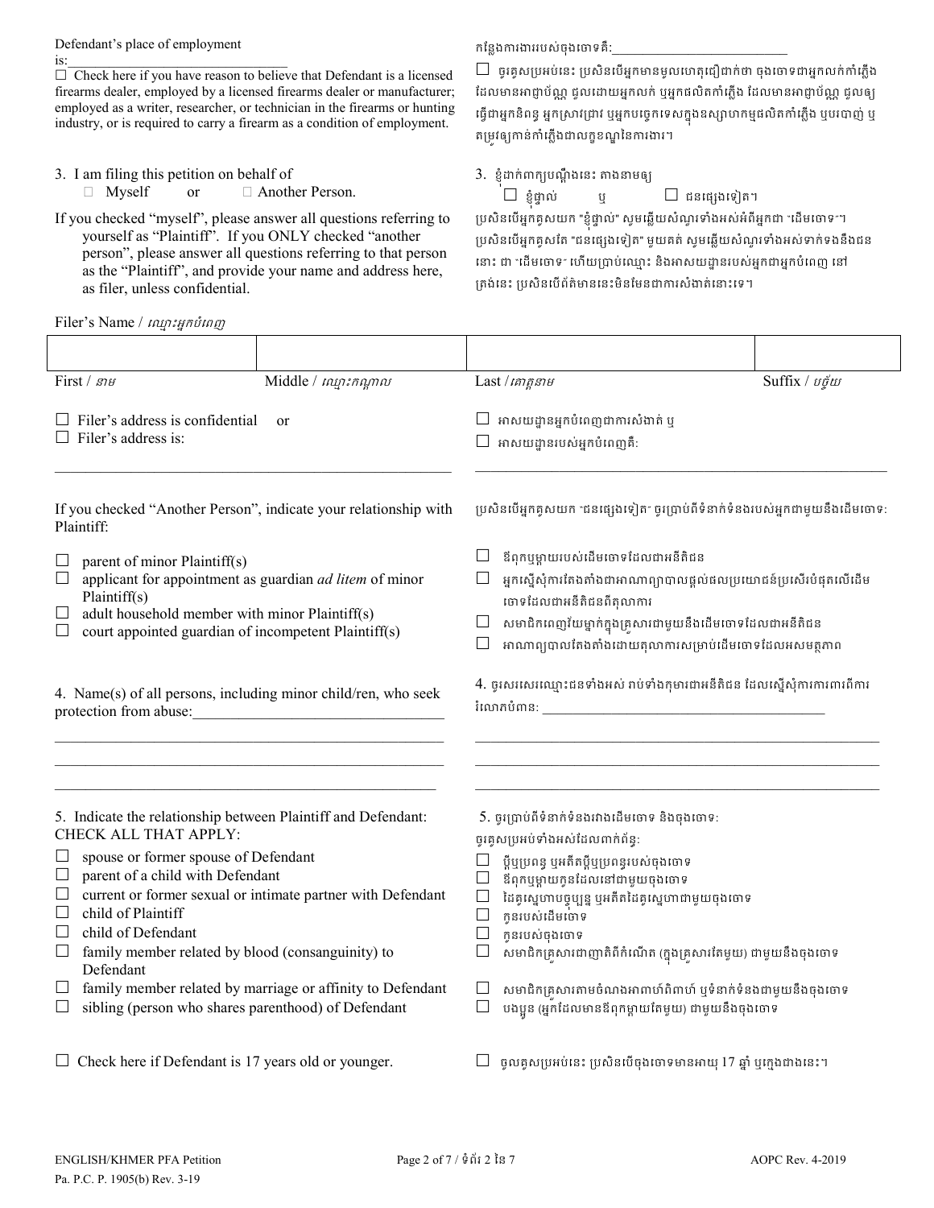Defendant's place of employment is:\_\_\_\_\_\_\_\_\_\_\_\_\_\_\_\_\_\_\_\_\_\_\_\_\_\_\_\_\_\_

កន្លែងការងាររបស់ចុងចោទគឺ:\_\_\_\_\_\_\_\_\_\_\_\_\_\_\_\_\_\_\_\_\_\_\_\_\_\_

☐ Check here if you have reason to believe that Defendant is a licensed firearms dealer, employed by a licensed firearms dealer or manufacturer; employed as a writer, researcher, or technician in the firearms or hunting industry, or is required to carry a firearm as a condition of employment.

☐ ចូរគូសប្រអប់នេះ ប្រសិនបើអ្នកមានមូលហេតុជឿជាក់ថា ចុងចោទជាអ្នកលក់កាំភ្លើង ដែលមានអាជ្ញាប័ណ្ណ ជួលដោយអ្នកលក់ ឬអ្នកផលិតកាំភ្លើង ដែលមានអាជ្ញាប័ណ្ណ ជួលឲ្យធ្វើជាអ្នកនិពន្ធ អ្នកស្រាវជ្រាវ ឬអ្នកបច្ចេកទេសក្នុងឧស្សាហកម្មផលិតកាំភ្លើង ឬបរបាញ់ ឬ តម្រូវឲ្យកាន់កាំភ្លើងជាលក្ខខណ្ឌនៃការងារ។

3. I am filing this petition on behalf of
☐ Myself or ☐ Another Person.

3. ខ្ញុំដាក់ពាក្យបណ្តឹងនេះ តាងនាមឲ្យ
☐ ខ្ញុំផ្ទាល់ ឬ ☐ ជនផ្សេងទៀត។

If you checked "myself", please answer all questions referring to yourself as "Plaintiff". If you ONLY checked "another person", please answer all questions referring to that person as the "Plaintiff", and provide your name and address here, as filer, unless confidential.

ប្រសិនបើអ្នកគូសយក "ខ្ញុំផ្ទាល់" សូមឆ្លើយសំណួរទាំងអស់អំពីអ្នកជា "ដើមចោទ"។ ប្រសិនបើអ្នកគូសតែ "ជនផ្សេងទៀត" មួយគត់ សូមឆ្លើយសំណួរទាំងអស់ទាក់ទងនឹងជននោះ ជា "ដើមចោទ" ហើយប្រាប់ឈ្មោះ និងអាសយដ្ឋានរបស់អ្នកជាអ្នកបំពេញ នៅត្រង់នេះ ប្រសិនបើព័ត៌មាននេះមិនមែនជាការសំងាត់នោះទេ។

Filer's Name / *ឈ្មោះអ្នកបំពេញ*

| | | | |
|---|---|---|---|
| First / *នាម* | Middle / *ឈ្មោះកណ្តាល* | Last / *គោត្តនាម* | Suffix / *បច្ច័យ* |

☐ Filer's address is confidential or
☐ Filer's address is:
\_\_\_\_\_\_\_\_\_\_\_\_\_\_\_\_\_\_\_\_\_\_\_\_\_\_\_\_\_\_\_\_\_\_\_\_\_\_\_\_\_\_\_\_\_\_\_\_

☐ អាសយដ្ឋានអ្នកបំពេញជាការសំងាត់ ឬ
☐ អាសយដ្ឋានរបស់អ្នកបំពេញគឺ:
\_\_\_\_\_\_\_\_\_\_\_\_\_\_\_\_\_\_\_\_\_\_\_\_\_\_\_\_\_\_\_\_\_\_\_\_\_\_\_\_\_\_\_\_\_\_\_\_

If you checked "Another Person", indicate your relationship with Plaintiff:

- ☐ parent of minor Plaintiff(s)
- ☐ applicant for appointment as guardian *ad litem* of minor Plaintiff(s)
- ☐ adult household member with minor Plaintiff(s)
- ☐ court appointed guardian of incompetent Plaintiff(s)

ប្រសិនបើអ្នកគូសយក "ជនផ្សេងទៀត" ចូរប្រាប់ពីទំនាក់ទំនងរបស់អ្នកជាមួយនឹងដើមចោទ:

- ☐ ឪពុកឬម្តាយរបស់ដើមចោទដែលជាអនីតិជន
- ☐ អ្នកស្នើសុំការតែងតាំងជាអាណាព្យាបាលផ្តល់ផលប្រយោជន៍ប្រសើរបំផុតលើដើមចោទដែលជាអនីតិជនពីតុលាការ
- ☐ សមាជិកពេញវ័យម្នាក់ក្នុងគ្រួសារជាមួយនឹងដើមចោទដែលជាអនីតិជន
- ☐ អាណាព្យាបាលតែងតាំងដោយតុលាការសម្រាប់ដើមចោទដែលអសមត្ថភាព

4. Name(s) of all persons, including minor child/ren, who seek protection from abuse:\_\_\_\_\_\_\_\_\_\_\_\_\_\_\_\_\_\_\_\_\_\_\_\_\_\_\_\_\_\_\_\_
\_\_\_\_\_\_\_\_\_\_\_\_\_\_\_\_\_\_\_\_\_\_\_\_\_\_\_\_\_\_\_\_\_\_\_\_\_\_\_\_\_\_\_\_\_\_\_\_
\_\_\_\_\_\_\_\_\_\_\_\_\_\_\_\_\_\_\_\_\_\_\_\_\_\_\_\_\_\_\_\_\_\_\_\_\_\_\_\_\_\_\_\_\_\_\_\_
\_\_\_\_\_\_\_\_\_\_\_\_\_\_\_\_\_\_\_\_\_\_\_\_\_\_\_\_\_\_\_\_\_\_\_\_\_\_\_\_\_\_\_\_\_\_\_\_

4. ចូរសរសេរឈ្មោះជនទាំងអស់ រាប់ទាំងកុមារជាអនីតិជន ដែលស្នើសុំការការពារពីការរំលោភបំពាន: \_\_\_\_\_\_\_\_\_\_\_\_\_\_\_\_\_\_\_\_\_\_\_\_\_\_\_\_\_\_\_\_\_\_\_\_\_\_\_\_
\_\_\_\_\_\_\_\_\_\_\_\_\_\_\_\_\_\_\_\_\_\_\_\_\_\_\_\_\_\_\_\_\_\_\_\_\_\_\_\_\_\_\_\_\_\_\_\_
\_\_\_\_\_\_\_\_\_\_\_\_\_\_\_\_\_\_\_\_\_\_\_\_\_\_\_\_\_\_\_\_\_\_\_\_\_\_\_\_\_\_\_\_\_\_\_\_
\_\_\_\_\_\_\_\_\_\_\_\_\_\_\_\_\_\_\_\_\_\_\_\_\_\_\_\_\_\_\_\_\_\_\_\_\_\_\_\_\_\_\_\_\_\_\_\_

5. Indicate the relationship between Plaintiff and Defendant: CHECK ALL THAT APPLY:

- ☐ spouse or former spouse of Defendant
- ☐ parent of a child with Defendant
- ☐ current or former sexual or intimate partner with Defendant
- ☐ child of Plaintiff
- ☐ child of Defendant
- ☐ family member related by blood (consanguinity) to Defendant
- ☐ family member related by marriage or affinity to Defendant
- ☐ sibling (person who shares parenthood) of Defendant

5. ចូរប្រាប់ពីទំនាក់ទំនងរវាងដើមចោទ និងចុងចោទ:
ចូរគូសប្រអប់ទាំងអស់ដែលពាក់ព័ន្ធ:

- ☐ ប្តីឬប្រពន្ធ ឬអតីតប្តីឬប្រពន្ធរបស់ចុងចោទ
- ☐ ឪពុកឬម្តាយកូនដែលនៅជាមួយចុងចោទ
- ☐ ដៃគូស្នេហាបច្ចុប្បន្ន ឬអតីតដៃគូស្នេហាជាមួយចុងចោទ
- ☐ កូនរបស់ដើមចោទ
- ☐ កូនរបស់ចុងចោទ
- ☐ សមាជិកគ្រួសារជាញាតិពីកំណើត (ក្នុងគ្រួសារតែមួយ) ជាមួយនឹងចុងចោទ
- ☐ សមាជិកគ្រួសារតាមចំណងអាពាហ៍ពិពាហ៍ ឬទំនាក់ទំនងជាមួយនឹងចុងចោទ
- ☐ បងប្អូន (អ្នកដែលមានឪពុកម្តាយតែមួយ) ជាមួយនឹងចុងចោទ

☐ Check here if Defendant is 17 years old or younger.

☐ ចូលគូសប្រអប់នេះ ប្រសិនបើចុងចោទមានអាយុ 17 ឆ្នាំ ឬក្មេងជាងនេះ។

ENGLISH/KHMER PFA Petition
Pa. P.C. P. 1905(b) Rev. 3-19
AOPC Rev. 4-2019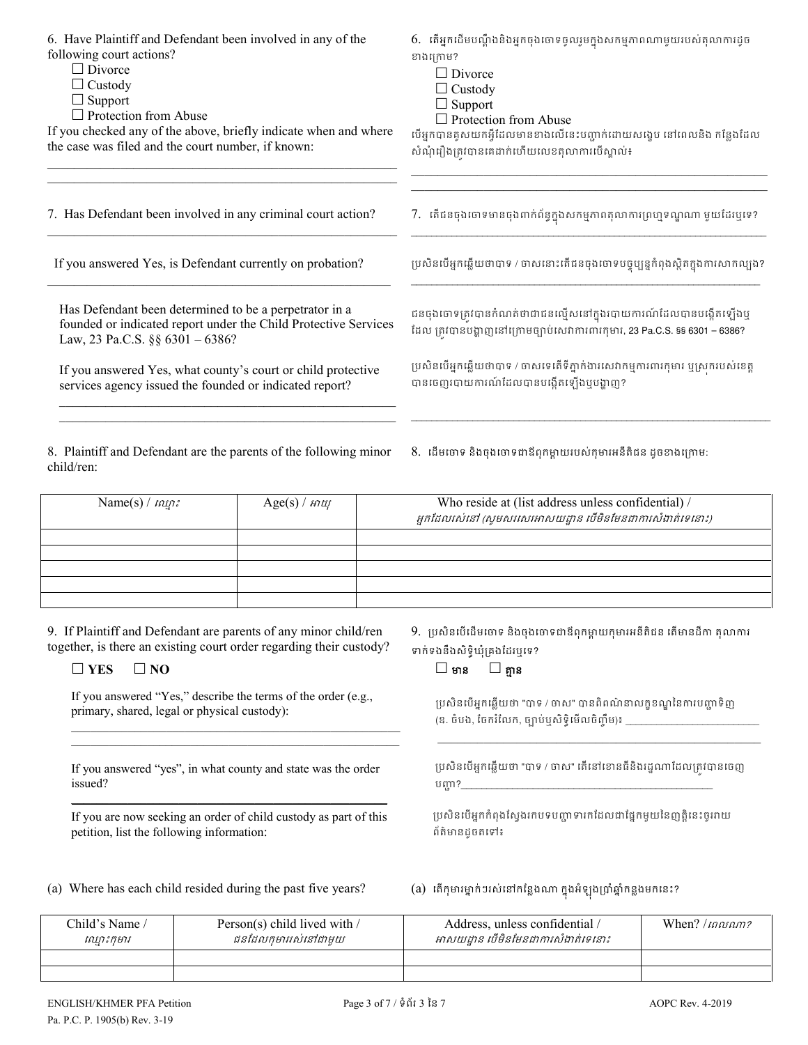6. Have Plaintiff and Defendant been involved in any of the following court actions?

☐ Divorce
☐ Custody
☐ Support
☐ Protection from Abuse

If you checked any of the above, briefly indicate when and where the case was filed and the court number, if known:

______________________________________________________
______________________________________________________

6. តើអ្នកដើមបណ្ដឹងនិងអ្នកចុងចោទចូលរួមក្នុងសកម្មភាពណាមួយរបស់តុលាការដូចខាងក្រោម?

☐ Divorce
☐ Custody
☐ Support
☐ Protection from Abuse

បើអ្នកបានគូសយកអ្វីដែលមានខាងលើនេះបញ្ជាក់ដោយសង្ខេប នៅពេលនិង កន្លែងដែលសំណុំរឿងត្រូវបានគេដាក់ហើយលេខតុលាការបើស្គាល់៖

______________________________________________________
______________________________________________________

7. Has Defendant been involved in any criminal court action?

______________________________________________________

If you answered Yes, is Defendant currently on probation?

______________________________________________________

Has Defendant been determined to be a perpetrator in a founded or indicated report under the Child Protective Services Law, 23 Pa.C.S. §§ 6301 – 6386?

If you answered Yes, what county's court or child protective services agency issued the founded or indicated report?

______________________________________________________
______________________________________________________

7. តើជនចុងចោទមានចុងពាក់ព័ន្ធក្នុងសកម្មភាពតុលាការព្រហ្មទណ្ឌណា មួយដែរឬទេ?

______________________________________________________

ប្រសិនបើអ្នកឆ្លើយថាបាទ / ចាសនោះតើជនចុងចោទបច្ចុប្បន្នកំពុងស្ថិតក្នុងការសាកល្បង?

______________________________________________________

ជនចុងចោទត្រូវបានកំណត់ថាជាជនល្មើសនៅក្នុងរបាយការណ៍ដែលបានបង្កើតឡើងឬដែល ត្រូវបានបង្ហាញនៅក្រោមច្បាប់សេវាការពារកុមារ, 23 Pa.C.S. §§ 6301 – 6386?

ប្រសិនបើអ្នកឆ្លើយថាបាទ / ចាសទេតើទីភ្នាក់ងារសេវាកម្មការពារកុមារ ឬស្រុករបស់ខេត្តបានចេញរបាយការណ៍ដែលបានបង្កើតឡើងឬបង្ហាញ?

______________________________________________________

8. Plaintiff and Defendant are the parents of the following minor child/ren:

8. ដើមចោទ និងចុងចោទជាឪពុកម្ដាយរបស់កុមារអនីតិជន ដូចខាងក្រោម៖

| Name(s) / *ឈ្មោះ* | Age(s) / *អាយុ* | Who reside at (list address unless confidential) / *អ្នកដែលរស់នៅ (សូមសរសេរអាសយដ្ឋាន បើមិនមែនជាការសំងាត់ទេនោះ)* |
|---|---|---|
| | | |
| | | |
| | | |
| | | |
| | | |

9. If Plaintiff and Defendant are parents of any minor child/ren together, is there an existing court order regarding their custody?

☐ **YES** ☐ **NO**

If you answered "Yes," describe the terms of the order (e.g., primary, shared, legal or physical custody):

______________________________________________________
______________________________________________________

If you answered "yes", in what county and state was the order issued?

______________________________________________________

If you are now seeking an order of child custody as part of this petition, list the following information:

9. ប្រសិនបើដើមចោទ និងចុងចោទជាឪពុកម្ដាយកុមារអនីតិជន តើមានដីកា តុលាការទាក់ទងនឹងសិទ្ធិឃុំគ្រងដែរឬទេ?

☐ **មាន** ☐ **គ្មាន**

ប្រសិនបើអ្នកឆ្លើយថា "បាទ / ចាស" បានពិពណ៌នាលក្ខខណ្ឌនៃការបញ្ជាទិញ (ឧ. ចំបង, ចែករំលែក, ច្បាប់ឬសិទ្ធិមើលថែរក្សា)៖ ______________________

______________________________________________________

ប្រសិនបើអ្នកឆ្លើយថា "បាទ / ចាស" តើនៅខោនធីនិងរដ្ឋណាដែលត្រូវបានចេញបញ្ជា?______________________________________

ប្រសិនបើអ្នកកំពុងស្វែងរកបទបញ្ជាទារកដែលជាផ្នែកមួយនៃញត្តិនេះចូររាយព័ត៌មានដូចតទៅ៖

(a) Where has each child resided during the past five years?

(a) តើកុមារម្នាក់ៗរស់នៅកន្លែងណា ក្នុងអំឡុងប្រាំឆ្នាំកន្លងមកនេះ?

| Child's Name / *ឈ្មោះកុមារ* | Person(s) child lived with / *ជនដែលកុមាររស់នៅជាមួយ* | Address, unless confidential / *អាសយដ្ឋាន បើមិនមែនជាការសំងាត់ទេនោះ* | When? / *ពេលណា?* |
|---|---|---|---|
| | | | |
| | | | |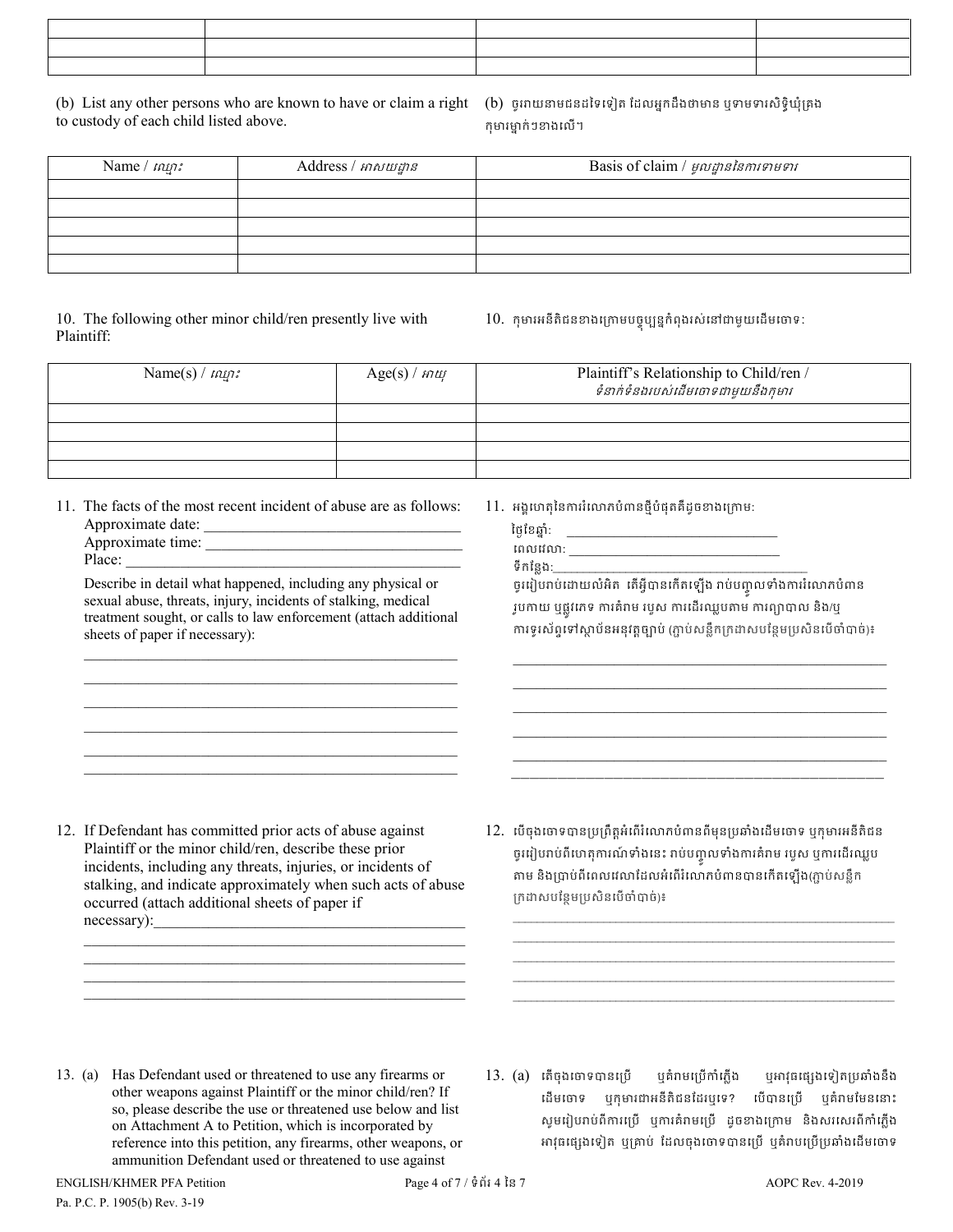| | | | |
|---|---|---|---|
| | | | |
| | | | |
| | | | |

(b) List any other persons who are known to have or claim a right to custody of each child listed above.

(b) ចូររាយនាមជនដទៃទៀត ដែលអ្នកដឹងថាមាន ឬទាមទារសិទ្ធិឃុំគ្រង កុមារម្នាក់ៗខាងលើ។

| Name / *ឈ្មោះ* | Address / *អាសយដ្ឋាន* | Basis of claim / *មូលដ្ឋាននៃការទាមទារ* |
|---|---|---|
| | | |
| | | |
| | | |
| | | |
| | | |

10. The following other minor child/ren presently live with Plaintiff:

10. កុមារអនីតិជនខាងក្រោមបច្ចុប្បន្នកំពុងរស់នៅជាមួយដើមចោទ៖

| Name(s) / *ឈ្មោះ* | Age(s) / *អាយុ* | Plaintiff's Relationship to Child/ren / *ទំនាក់ទំនងរបស់ដើមចោទជាមួយនឹងកុមារ* |
|---|---|---|
| | | |
| | | |
| | | |
| | | |

11. The facts of the most recent incident of abuse are as follows:
Approximate date: ______________________________
Approximate time: ______________________________
Place: ______________________________

Describe in detail what happened, including any physical or sexual abuse, threats, injury, incidents of stalking, medical treatment sought, or calls to law enforcement (attach additional sheets of paper if necessary):

______________________________
______________________________
______________________________
______________________________
______________________________
______________________________

11. អង្គហេតុនៃការរំលោភបំពានថ្មីបំផុតគឺដូចខាងក្រោម៖
ថ្ងៃខែឆ្នាំ៖ ______________________________
ពេលវេលា៖ ______________________________
ទីកន្លែង៖ ______________________________

ចូររៀបរាប់ដោយលំអិត តើអ្វីបានកើតឡើង រាប់បញ្ចូលទាំងការរំលោភបំពានរូបកាយ ឬផ្លូវភេទ ការគំរាម របួស ការដើរឈ្លបតាម ការព្យាបាល និង/ឬការទូរស័ព្ទទៅស្ថាប័នអនុវត្តច្បាប់ (ភ្ជាប់សន្លឹកក្រដាសបន្ថែមប្រសិនបើចាំបាច់)៖

______________________________
______________________________
______________________________
______________________________
______________________________
______________________________

12. If Defendant has committed prior acts of abuse against Plaintiff or the minor child/ren, describe these prior incidents, including any threats, injuries, or incidents of stalking, and indicate approximately when such acts of abuse occurred (attach additional sheets of paper if necessary):______________________________

______________________________
______________________________
______________________________
______________________________

12. បើចុងចោទបានប្រព្រឹត្តអំពើរំលោភបំពានពីមុនប្រឆាំងដើមចោទ ឬកុមារអនីតិជន ចូររៀបរាប់ពីហេតុការណ៍ទាំងនេះ រាប់បញ្ចូលទាំងការគំរាម របួស ឬការដើរឈ្លបតាម និងប្រាប់ពីពេលវេលាដែលអំពើរំលោភបំពានបានកើតឡើង(ភ្ជាប់សន្លឹកក្រដាសបន្ថែមប្រសិនបើចាំបាច់)៖

______________________________
______________________________
______________________________
______________________________
______________________________

13. (a) Has Defendant used or threatened to use any firearms or other weapons against Plaintiff or the minor child/ren? If so, please describe the use or threatened use below and list on Attachment A to Petition, which is incorporated by reference into this petition, any firearms, other weapons, or ammunition Defendant used or threatened to use against

13. (a) តើចុងចោទបានប្រើ ឬគំរាមប្រើកាំភ្លើង ឬអាវុធផ្សេងទៀតប្រឆាំងនឹងដើមចោទ ឬកុមារជាអនីតិជនដែរឬទេ? បើបានប្រើ ឬគំរាមមែននោះ សូមរៀបរាប់ពីការប្រើ ឬការគំរាមប្រើ ដូចខាងក្រោម និងសរសេរពីកាំភ្លើង អាវុធផ្សេងទៀត ឬគ្រាប់ ដែលចុងចោទបានប្រើ ឬគំរាមប្រើប្រឆាំងដើមចោទ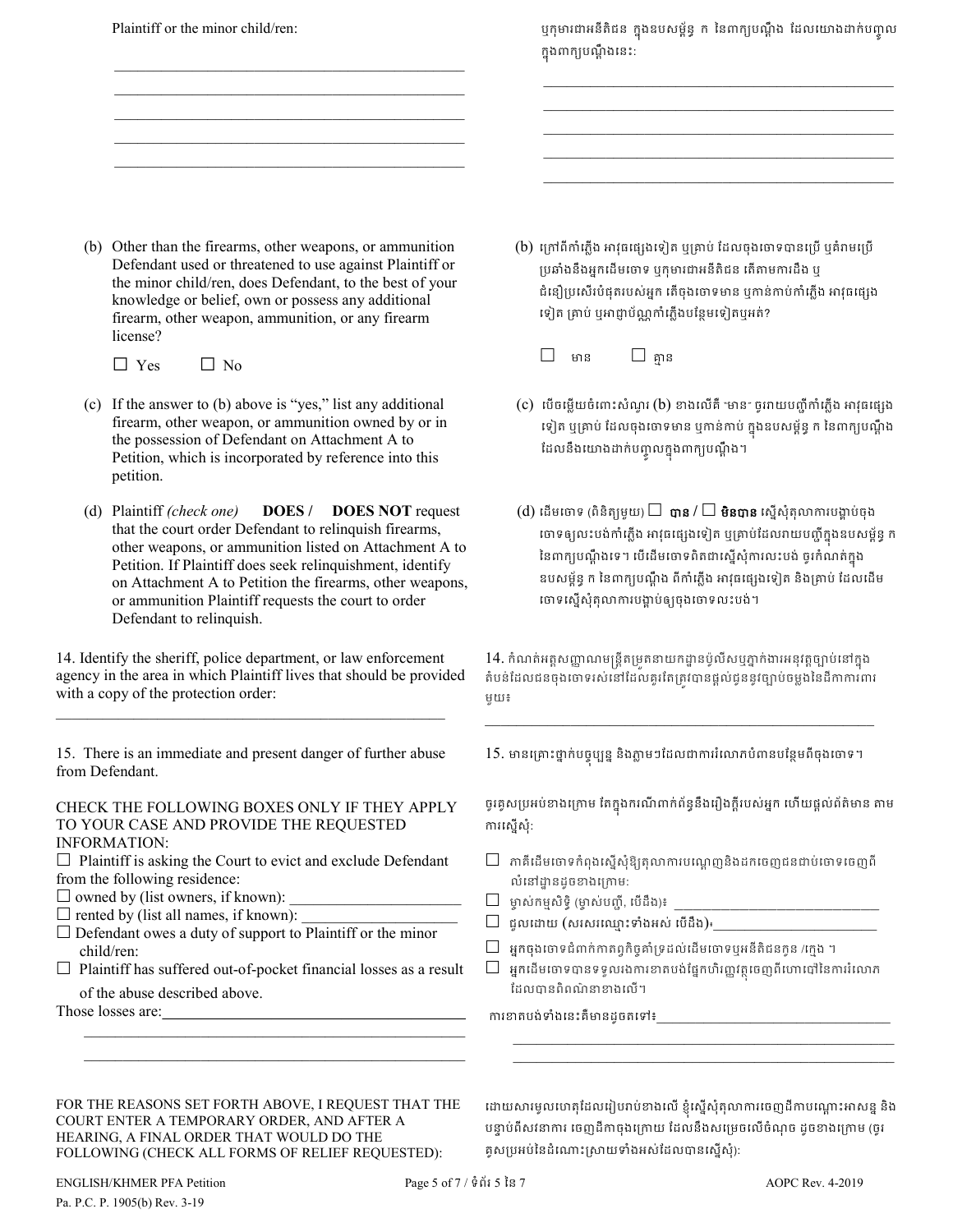Plaintiff or the minor child/ren:

ឬកុមារជាអនីតិជន ក្នុងឧបសម្ព័ន្ធ ក នៃពាក្យបណ្ដឹង ដែលយោងដាក់បញ្ចូលក្នុងពាក្យបណ្ដឹងនេះៈ

_______________________________________________

_______________________________________________

_______________________________________________

_______________________________________________

_______________________________________________

(b) Other than the firearms, other weapons, or ammunition Defendant used or threatened to use against Plaintiff or the minor child/ren, does Defendant, to the best of your knowledge or belief, own or possess any additional firearm, other weapon, ammunition, or any firearm license?

☐ Yes ☐ No

(b) ក្រៅពីកាំភ្លើង អាវុធផ្សេងទៀត ឬគ្រាប់ ដែលចុងចោទបានប្រើ ឬគំរាមប្រើប្រឆាំងនឹងអ្នកដើមចោទ ឬកុមារជាអនីតិជន តើតាមការដឹង ឬជំនឿប្រសើរបំផុតរបស់អ្នក តើចុងចោទមាន ឬកាន់កាប់កាំភ្លើង អាវុធផ្សេងទៀត គ្រាប់ ឬអាជ្ញាប័ណ្ណកាំភ្លើងបន្ថែមទៀតឬអត់?

☐ មាន ☐ គ្មាន

(c) If the answer to (b) above is "yes," list any additional firearm, other weapon, or ammunition owned by or in the possession of Defendant on Attachment A to Petition, which is incorporated by reference into this petition.

(c) បើចម្លើយចំពោះសំណួរ (b) ខាងលើគឺ "មាន" ចូររាយបញ្ជីកាំភ្លើង អាវុធផ្សេងទៀត ឬគ្រាប់ ដែលចុងចោទមាន ឬកាន់កាប់ ក្នុងឧបសម្ព័ន្ធ ក នៃពាក្យបណ្ដឹង ដែលនឹងយោងដាក់បញ្ចូលក្នុងពាក្យបណ្ដឹង។

(d) Plaintiff *(check one)* **DOES** / **DOES NOT** request that the court order Defendant to relinquish firearms, other weapons, or ammunition listed on Attachment A to Petition. If Plaintiff does seek relinquishment, identify on Attachment A to Petition the firearms, other weapons, or ammunition Plaintiff requests the court to order Defendant to relinquish.

(d) ដើមចោទ (ពិនិត្យមួយ) ☐ **បាន** / ☐ **មិនបាន** ស្នើសុំតុលាការបង្គាប់ចុងចោទឲ្យលះបង់កាំភ្លើង អាវុធផ្សេងទៀត ឬគ្រាប់ដែលរាយបញ្ជីក្នុងឧបសម្ព័ន្ធ ក នៃពាក្យបណ្ដឹងទេ។ បើដើមចោទពិតជាស្នើសុំការលះបង់ ចូរកំណត់ក្នុងឧបសម្ព័ន្ធ ក នៃពាក្យបណ្ដឹង ពីកាំភ្លើង អាវុធផ្សេងទៀត និងគ្រាប់ ដែលដើមចោទស្នើសុំតុលាការបង្គាប់ឲ្យចុងចោទលះបង់។

14. Identify the sheriff, police department, or law enforcement agency in the area in which Plaintiff lives that should be provided with a copy of the protection order:

_______________________________________________

14. កំណត់អត្តសញ្ញាណមន្ត្រីតម្រួតនាយកដ្ឋានប៉ូលីសឬភ្នាក់ងារអនុវត្តច្បាប់នៅក្នុងតំបន់ដែលជនចុងចោទរស់នៅដែលគួរតែត្រូវបានផ្តល់ជូននូវច្បាប់ចម្លងនៃដីកាការពារមួយ៖

_______________________________________________

15. There is an immediate and present danger of further abuse from Defendant.

15. មានគ្រោះថ្នាក់បច្ចុប្បន្ន និងភ្លាមៗដែលជាការរំលោភបំពានបន្ថែមពីចុងចោទ។

CHECK THE FOLLOWING BOXES ONLY IF THEY APPLY TO YOUR CASE AND PROVIDE THE REQUESTED INFORMATION:

ចូរគូសប្រអប់ខាងក្រោម តែក្នុងករណីពាក់ព័ន្ធនឹងរឿងក្ដីរបស់អ្នក ហើយផ្តល់ព័ត៌មាន តាមការស្នើសុំ:

☐ Plaintiff is asking the Court to evict and exclude Defendant from the following residence:
☐ owned by (list owners, if known): ____________________
☐ rented by (list all names, if known): ____________________
☐ Defendant owes a duty of support to Plaintiff or the minor child/ren:
☐ Plaintiff has suffered out-of-pocket financial losses as a result of the abuse described above.

Those losses are: ______________________________________

_______________________________________________

_______________________________________________

☐ ភាគីដើមចោទកំពុងស្នើសុំឱ្យតុលាការបណ្តេញនិងដកចេញជនជាប់ចោទចេញពីលំនៅដ្ឋានដូចខាងក្រោមៈ
☐ ម្ចាស់កម្មសិទ្ធិ (ម្ចាស់បញ្ជី, បើដឹង)៖ ____________________
☐ ជួលដោយ (សរសេរឈ្មោះទាំងអស់ បើដឹង)៖ ____________________
☐ អ្នកចុងចោទជំពាក់កាតព្វកិច្ចគាំទ្រដល់ដើមចោទឬអនីតិជនកូន /ក្មេង ។
☐ អ្នកដើមចោទបានទទួលរងការខាតបង់ផ្នែកហិរញ្ញវត្ថុចេញពីហោប៉ៅនៃការរំលោភដែលបានពិពណ៌នាខាងលើ។

ការខាតបង់ទាំងនេះគឺមានដូចតទៅ៖ ____________________

_______________________________________________

_______________________________________________

FOR THE REASONS SET FORTH ABOVE, I REQUEST THAT THE COURT ENTER A TEMPORARY ORDER, AND AFTER A HEARING, A FINAL ORDER THAT WOULD DO THE FOLLOWING (CHECK ALL FORMS OF RELIEF REQUESTED):

ដោយសារមូលហេតុដែលរៀបរាប់ខាងលើ ខ្ញុំស្នើសុំតុលាការចេញដីកាបណ្តោះអាសន្ន និងបន្ទាប់ពីសវនាការ ចេញដីកាចុងក្រោយ ដែលនឹងសម្រេចលើចំណុច ដូចខាងក្រោម (ចូរគូសប្រអប់នៃដំណោះស្រាយទាំងអស់ដែលបានស្នើសុំ)៖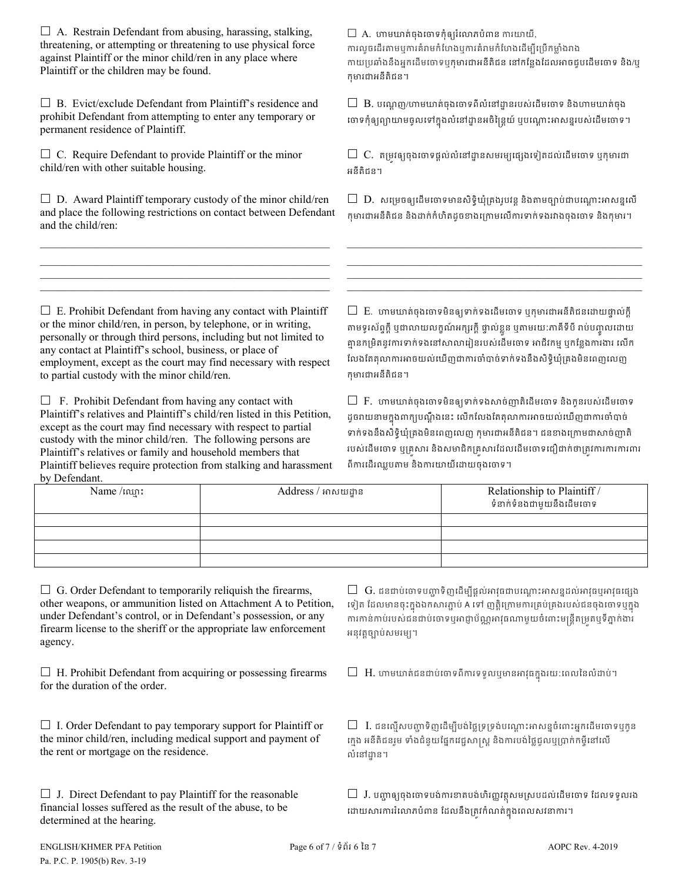☐ A. Restrain Defendant from abusing, harassing, stalking, threatening, or attempting or threatening to use physical force against Plaintiff or the minor child/ren in any place where Plaintiff or the children may be found.

☐ A. ហាមឃាត់ចុងចោទកុំឲ្យរំលោភបំពាន ការយាយី, ការលួចដើរតាមឬការគំរាមកំហែងឬការគំរាមកំហែងដើម្បីប្រើកម្លាំងរាងកាយប្រឆាំងនឹងអ្នកដើមចោទឬកុមារជាអនីតិជន នៅកន្លែងដែលអាចជួបដើមចោទ និង/ឬកុមារជាអនីតិជន។

☐ B. Evict/exclude Defendant from Plaintiff's residence and prohibit Defendant from attempting to enter any temporary or permanent residence of Plaintiff.

☐ B. បណ្តេញ/ហាមឃាត់ចុងចោទពីលំនៅដ្ឋានរបស់ដើមចោទ និងហាមឃាត់ចុងចោទកុំឲ្យព្យាយាមចូលទៅក្នុងលំនៅដ្ឋានអចិន្ត្រៃយ៍ ឬបណ្តោះអាសន្នរបស់ដើមចោទ។

☐ C. Require Defendant to provide Plaintiff or the minor child/ren with other suitable housing.

☐ C. តម្រូវឲ្យចុងចោទផ្តល់លំនៅដ្ឋានសមរម្យផ្សេងទៀតដល់ដើមចោទ ឬកុមារជាអនីតិជន។

☐ D. Award Plaintiff temporary custody of the minor child/ren and place the following restrictions on contact between Defendant and the child/ren:

☐ D. សម្រេចឲ្យដើមចោទមានសិទ្ធិឃុំគ្រងរូបវន្ត និងតាមច្បាប់ជាបណ្តោះអាសន្នលើកុមារជាអនីតិជន និងដាក់កំហិតដូចខាងក្រោមលើការទាក់ទងរវាងចុងចោទ និងកុមារ។

______________________________________________________
______________________________________________________
______________________________________________________
______________________________________________________

☐ E. Prohibit Defendant from having any contact with Plaintiff or the minor child/ren, in person, by telephone, or in writing, personally or through third persons, including but not limited to any contact at Plaintiff's school, business, or place of employment, except as the court may find necessary with respect to partial custody with the minor child/ren.

☐ E. ហាមឃាត់ចុងចោទមិនឲ្យទាក់ទងដើមចោទ ឬកុមារជាអនីតិជនដោយផ្ទាល់ក្តី តាមទូរស័ព្ទក្តី ឬជាលាយលក្ខណ៍អក្សរក្តី ផ្ទាល់ខ្លួន ឬតាមរយៈភាគីទីបី រាប់បញ្ចូលដោយគ្មានកម្រិតនូវការទាក់ទងនៅសាលារៀនរបស់ដើមចោទ អាជីវកម្ម ឬកន្លែងការងារ លើកលែងតែតុលាការអាចយល់ឃើញជាការចាំបាច់ទាក់ទងនឹងសិទ្ធិឃុំគ្រងមិនពេញលេញកុមារជាអនីតិជន។

☐ F. Prohibit Defendant from having any contact with Plaintiff's relatives and Plaintiff's child/ren listed in this Petition, except as the court may find necessary with respect to partial custody with the minor child/ren. The following persons are Plaintiff's relatives or family and household members that Plaintiff believes require protection from stalking and harassment by Defendant.

☐ F. ហាមឃាត់ចុងចោទមិនឲ្យទាក់ទងសាច់ញាតិដើមចោទ និងកូនរបស់ដើមចោទដូចរាយនាមក្នុងពាក្យបណ្តឹងនេះ លើកលែងតែតុលាការអាចយល់ឃើញជាការចាំបាច់ទាក់ទងនឹងសិទ្ធិឃុំគ្រងមិនពេញលេញ កុមារជាអនីតិជន។ ជនខាងក្រោមជាសាច់ញាតិរបស់ដើមចោទ ឬគ្រួសារ និងសមាជិកគ្រួសារដែលដើមចោទជឿជាក់ថាត្រូវការការការពារពីការដើរឈ្លបតាម និងការយាយីដោយចុងចោទ។

| Name /ឈ្មោះ | Address / អាសយដ្ឋាន | Relationship to Plaintiff / ទំនាក់ទំនងជាមួយនឹងដើមចោទ |
|---|---|---|
| | | |
| | | |
| | | |
| | | |

☐ G. Order Defendant to temporarily reliquish the firearms, other weapons, or ammunition listed on Attachment A to Petition, under Defendant's control, or in Defendant's possession, or any firearm license to the sheriff or the appropriate law enforcement agency.

☐ G. ជនជាប់ចោទបញ្ជាទិញដើម្បីផ្តល់អាវុធជាបណ្តោះអាសន្នដល់អាវុធឬអាវុធផ្សេងទៀត ដែលមានចុះក្នុងឯកសារភ្ជាប់ A ទៅ ញត្តិក្រោមការគ្រប់គ្រងរបស់ជនចុងចោទឬក្នុងការកាន់កាប់របស់ជនជាប់ចោទឬអាជ្ញាប័ណ្ណអាវុធណាមួយចំពោះមន្ត្រីតម្រួតឬទីភ្នាក់ងារអនុវត្តច្បាប់សមរម្យ។

☐ H. Prohibit Defendant from acquiring or possessing firearms for the duration of the order.

☐ H. ហាមឃាត់ជនជាប់ចោទពីការទទួលឬមានអាវុធក្នុងរយៈពេលនៃលំដាប់។

☐ I. Order Defendant to pay temporary support for Plaintiff or the minor child/ren, including medical support and payment of the rent or mortgage on the residence.

☐ I. ជនល្មើសបញ្ជាទិញដើម្បីបង់ថ្លៃទ្រទ្រង់បណ្តោះអាសន្នចំពោះអ្នកដើមចោទឬកូនក្មេង អនីតិជនរួម ទាំងជំនួយផ្នែកវេជ្ជសាស្ត្រ និងការបង់ថ្លៃជួលឬប្រាក់កម្ចីនៅលើលំនៅដ្ឋាន។

☐ J. Direct Defendant to pay Plaintiff for the reasonable financial losses suffered as the result of the abuse, to be determined at the hearing.

☐ J. បញ្ជាឲ្យចុងចោទបង់ការខាតបង់ហិរញ្ញវត្ថុសមស្របដល់ដើមចោទ ដែលទទួលរងដោយសារការរំលោភបំពាន ដែលនឹងត្រូវកំណត់ក្នុងពេលសវនាការ។

ENGLISH/KHMER PFA Petition
Pa. P.C. P. 1905(b) Rev. 3-19

AOPC Rev. 4-2019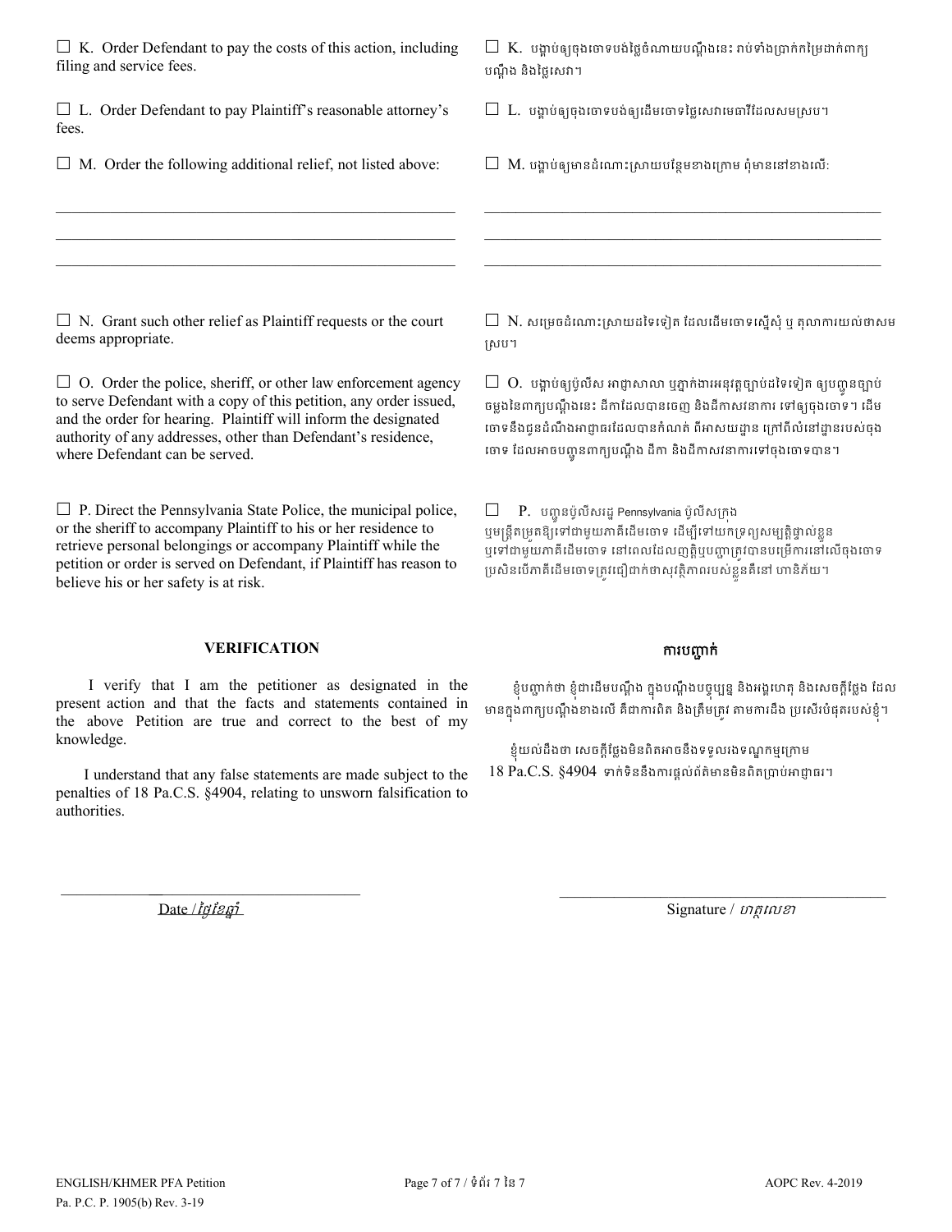☐ K. Order Defendant to pay the costs of this action, including filing and service fees.

☐ K. បង្គាប់ឲ្យចុងចោទបង់ថ្លៃចំណាយបណ្ដឹងនេះ រាប់ទាំងប្រាក់កម្រៃដាក់ពាក្យបណ្ដឹង និងថ្លៃសេវា។

☐ L. Order Defendant to pay Plaintiff's reasonable attorney's fees.

☐ L. បង្គាប់ឲ្យចុងចោទបង់ឲ្យដើមចោទថ្លៃសេវាមេធាវីដែលសមស្រប។

☐ M. Order the following additional relief, not listed above:

☐ M. បង្គាប់ឲ្យមានដំណោះស្រាយបន្ថែមខាងក្រោម ពុំមាននៅខាងលើ:

\_\_\_\_\_\_\_\_\_\_\_\_\_\_\_\_\_\_\_\_\_\_\_\_\_\_\_\_\_\_\_\_\_\_\_\_\_\_\_\_\_\_\_\_\_\_\_\_\_\_

\_\_\_\_\_\_\_\_\_\_\_\_\_\_\_\_\_\_\_\_\_\_\_\_\_\_\_\_\_\_\_\_\_\_\_\_\_\_\_\_\_\_\_\_\_\_\_\_\_\_

\_\_\_\_\_\_\_\_\_\_\_\_\_\_\_\_\_\_\_\_\_\_\_\_\_\_\_\_\_\_\_\_\_\_\_\_\_\_\_\_\_\_\_\_\_\_\_\_\_\_

☐ N. Grant such other relief as Plaintiff requests or the court deems appropriate.

☐ N. សម្រេចដំណោះស្រាយដទៃទៀត ដែលដើមចោទស្នើសុំ ឬ តុលាការយល់ថាសមស្រប។

☐ O. Order the police, sheriff, or other law enforcement agency to serve Defendant with a copy of this petition, any order issued, and the order for hearing. Plaintiff will inform the designated authority of any addresses, other than Defendant's residence, where Defendant can be served.

☐ O. បង្គាប់ឲ្យប៉ូលីស អាជ្ញាសាលា ឬភ្នាក់ងារអនុវត្តច្បាប់ដទៃទៀត ឲ្យបញ្ជូនច្បាប់ចម្លងនៃពាក្យបណ្ដឹងនេះ ដីកាដែលបានចេញ និងដីកាសវនាការ ទៅឲ្យចុងចោទ។ ដើមចោទនឹងជូនដំណឹងអាជ្ញាធរដែលបានកំណត់ ពីអាសយដ្ឋាន ក្រៅពីលំនៅដ្ឋានរបស់ចុងចោទ ដែលអាចបញ្ជូនពាក្យបណ្ដឹង ដីកា និងដីកាសវនាការទៅចុងចោទបាន។

☐ P. Direct the Pennsylvania State Police, the municipal police, or the sheriff to accompany Plaintiff to his or her residence to retrieve personal belongings or accompany Plaintiff while the petition or order is served on Defendant, if Plaintiff has reason to believe his or her safety is at risk.

☐ P. បញ្ជូនប៉ូលីសរដ្ឋ Pennsylvania ប៉ូលីសក្រុង ឬមន្ត្រីតម្រួតឱ្យទៅជាមួយភាគីដើមចោទ ដើម្បីទៅយកទ្រព្យសម្បត្តិផ្ទាល់ខ្លួន ឬទៅជាមួយភាគីដើមចោទ នៅពេលដែលញត្តិឬបញ្ជាត្រូវបានបម្រើការនៅលើចុងចោទ ប្រសិនបើភាគីដើមចោទត្រូវជឿជាក់ថាសុវត្ថិភាពរបស់ខ្លួនគឺនៅ ហានិភ័យ។

## VERIFICATION

I verify that I am the petitioner as designated in the present action and that the facts and statements contained in the above Petition are true and correct to the best of my knowledge.

I understand that any false statements are made subject to the penalties of 18 Pa.C.S. §4904, relating to unsworn falsification to authorities.

## ការបញ្ជាក់

ខ្ញុំបញ្ជាក់ថា ខ្ញុំជាដើមបណ្ដឹង ក្នុងបណ្ដឹងបច្ចុប្បន្ន និងអង្គហេតុ និងសេចក្ដីថ្លែង ដែលមានក្នុងពាក្យបណ្ដឹងខាងលើ គឺជាការពិត និងត្រឹមត្រូវ តាមការដឹង ប្រសើរបំផុតរបស់ខ្ញុំ។

ខ្ញុំយល់ដឹងថា សេចក្ដីថ្លែងមិនពិតអាចនឹងទទួលរងទណ្ឌកម្មក្រោម 18 Pa.C.S. §4904 ទាក់ទិននឹងការផ្ដល់ព័ត៌មានមិនពិតប្រាប់អាជ្ញាធរ។

\_\_\_\_\_\_\_\_\_\_\_\_\_\_\_\_\_\_\_\_\_\_\_\_\_\_\_\_\_\_\_\_\_\_\_\_\_\_\_\_
Date / *ថ្ងៃខែឆ្នាំ*

\_\_\_\_\_\_\_\_\_\_\_\_\_\_\_\_\_\_\_\_\_\_\_\_\_\_\_\_\_\_\_\_\_\_\_\_\_\_\_\_
Signature / *ហត្ថលេខា*

ENGLISH/KHMER PFA Petition
Pa. P.C. P. 1905(b) Rev. 3-19

AOPC Rev. 4-2019